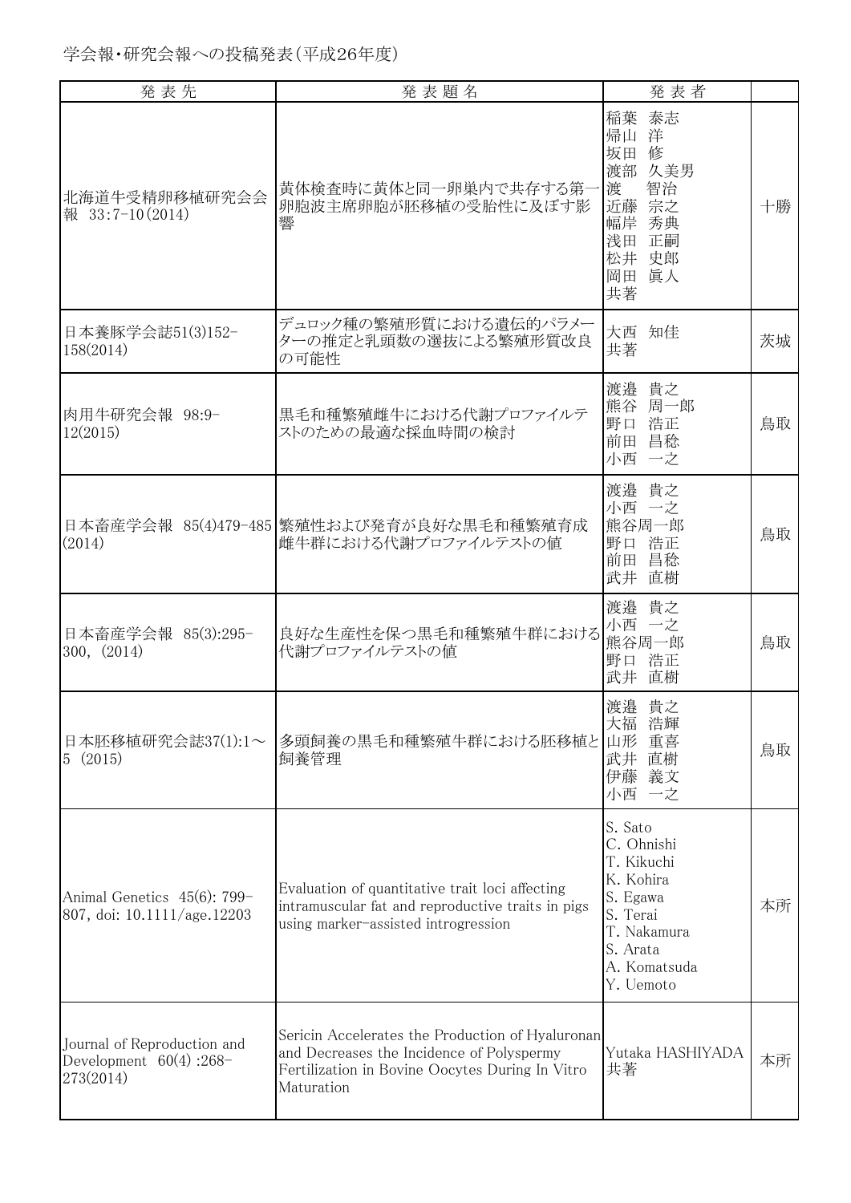学会報・研究会報への投稿発表（平成26年度）

| 発 表 先 | 発 表 題 名 | 発 表 者 | |
|---|---|---|---|
| 北海道牛受精卵移植研究会会報 33:7-10(2014) | 黄体検査時に黄体と同一卵巣内で共存する第一卵胞波主席卵胞が胚移植の受胎性に及ぼす影響 | 稲葉 泰志<br>帰山 洋<br>坂田 修<br>渡部 久美男<br>渡 智治<br>近藤 宗之<br>幅岸 秀典<br>浅田 正嗣<br>松井 史郎<br>岡田 眞人<br>共著 | 十勝 |
| 日本養豚学会誌51(3)152-158(2014) | デュロック種の繁殖形質における遺伝的パラメーターの推定と乳頭数の選抜による繁殖形質改良の可能性 | 大西 知佳<br>共著 | 茨城 |
| 肉用牛研究会報 98:9-12(2015) | 黒毛和種繁殖雌牛における代謝プロファイルテストのための最適な採血時間の検討 | 渡邉 貴之<br>熊谷 周一郎<br>野口 浩正<br>前田 昌稔<br>小西 一之 | 鳥取 |
| 日本畜産学会報 85(4)479-485(2014) | 繁殖性および発育が良好な黒毛和種繁殖育成雌牛群における代謝プロファイルテストの値 | 渡邉 貴之<br>小西 一之<br>熊谷周一郎<br>野口 浩正<br>前田 昌稔<br>武井 直樹 | 鳥取 |
| 日本畜産学会報 85(3):295-300, (2014) | 良好な生産性を保つ黒毛和種繁殖牛群における代謝プロファイルテストの値 | 渡邉 貴之<br>小西 一之<br>熊谷周一郎<br>野口 浩正<br>武井 直樹 | 鳥取 |
| 日本胚移植研究会誌37(1):1～5 (2015) | 多頭飼養の黒毛和種繁殖牛群における胚移植と飼養管理 | 渡邉 貴之<br>大福 浩輝<br>山形 重喜<br>武井 直樹<br>伊藤 義文<br>小西 一之 | 鳥取 |
| Animal Genetics 45(6): 799-807, doi: 10.1111/age.12203 | Evaluation of quantitative trait loci affecting intramuscular fat and reproductive traits in pigs using marker-assisted introgression | S. Sato<br>C. Ohnishi<br>T. Kikuchi<br>K. Kohira<br>S. Egawa<br>S. Terai<br>T. Nakamura<br>S. Arata<br>A. Komatsuda<br>Y. Uemoto | 本所 |
| Journal of Reproduction and Development 60(4) :268-273(2014) | Sericin Accelerates the Production of Hyaluronan and Decreases the Incidence of Polyspermy Fertilization in Bovine Oocytes During In Vitro Maturation | Yutaka HASHIYADA<br>共著 | 本所 |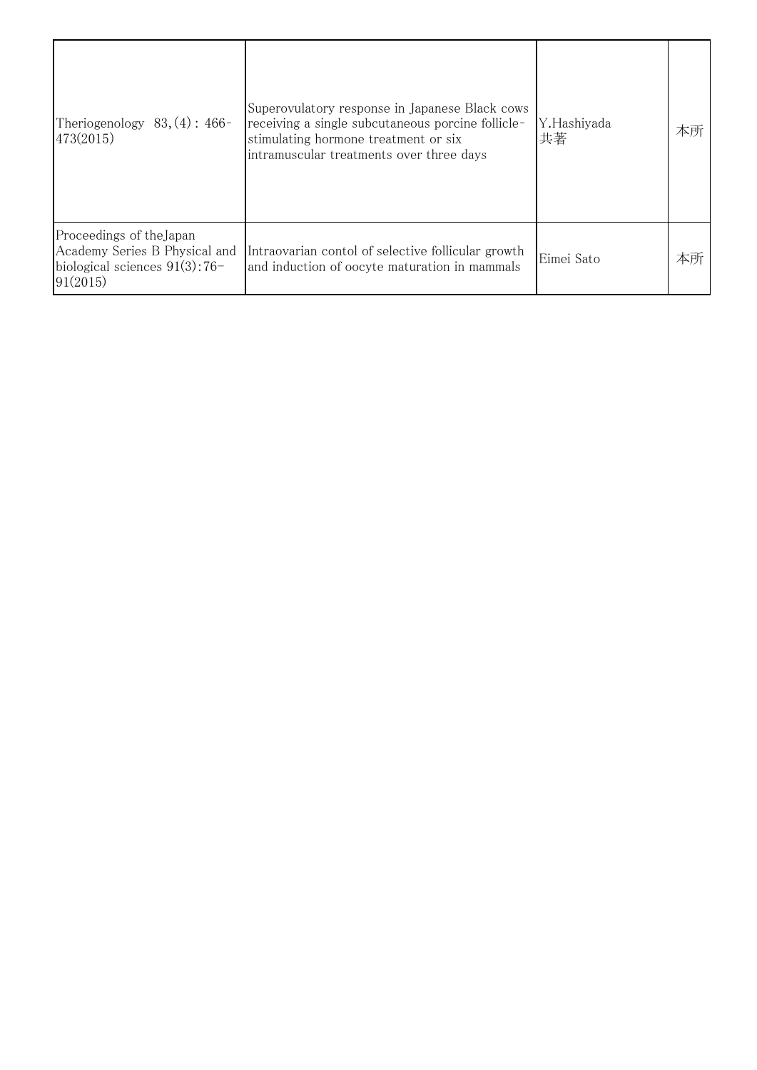| | | | |
|---|---|---|---|
| Theriogenology 83,(4): 466-473(2015) | Superovulatory response in Japanese Black cows receiving a single subcutaneous porcine follicle-stimulating hormone treatment or six intramuscular treatments over three days | Y.Hashiyada 共著 | 本所 |
| Proceedings of theJapan Academy Series B Physical and biological sciences 91(3):76-91(2015) | Intraovarian contol of selective follicular growth and induction of oocyte maturation in mammals | Eimei Sato | 本所 |